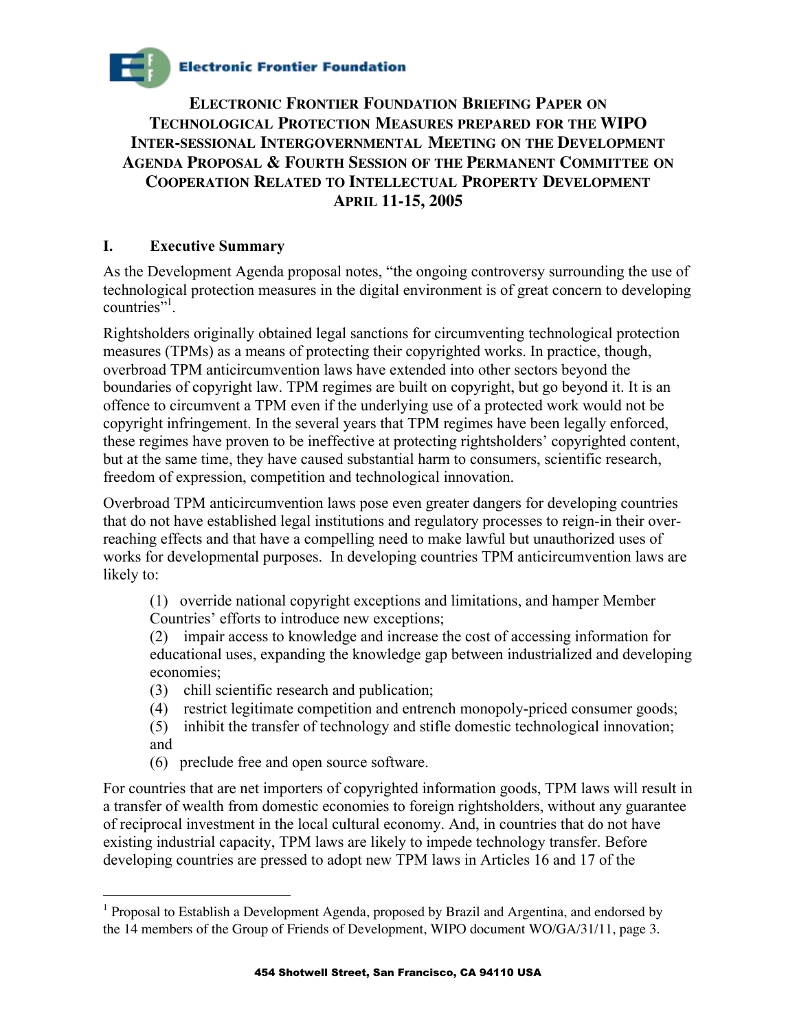**Electronic Frontier Foundation**

# ELECTRONIC FRONTIER FOUNDATION BRIEFING PAPER ON TECHNOLOGICAL PROTECTION MEASURES PREPARED FOR THE WIPO INTER-SESSIONAL INTERGOVERNMENTAL MEETING ON THE DEVELOPMENT AGENDA PROPOSAL & FOURTH SESSION OF THE PERMANENT COMMITTEE ON COOPERATION RELATED TO INTELLECTUAL PROPERTY DEVELOPMENT APRIL 11-15, 2005

## I. Executive Summary

As the Development Agenda proposal notes, "the ongoing controversy surrounding the use of technological protection measures in the digital environment is of great concern to developing countries"[1].

Rightsholders originally obtained legal sanctions for circumventing technological protection measures (TPMs) as a means of protecting their copyrighted works. In practice, though, overbroad TPM anticircumvention laws have extended into other sectors beyond the boundaries of copyright law. TPM regimes are built on copyright, but go beyond it. It is an offence to circumvent a TPM even if the underlying use of a protected work would not be copyright infringement. In the several years that TPM regimes have been legally enforced, these regimes have proven to be ineffective at protecting rightsholders' copyrighted content, but at the same time, they have caused substantial harm to consumers, scientific research, freedom of expression, competition and technological innovation.

Overbroad TPM anticircumvention laws pose even greater dangers for developing countries that do not have established legal institutions and regulatory processes to reign-in their over-reaching effects and that have a compelling need to make lawful but unauthorized uses of works for developmental purposes. In developing countries TPM anticircumvention laws are likely to:

(1) override national copyright exceptions and limitations, and hamper Member Countries' efforts to introduce new exceptions;
(2) impair access to knowledge and increase the cost of accessing information for educational uses, expanding the knowledge gap between industrialized and developing economies;
(3) chill scientific research and publication;
(4) restrict legitimate competition and entrench monopoly-priced consumer goods;
(5) inhibit the transfer of technology and stifle domestic technological innovation; and
(6) preclude free and open source software.

For countries that are net importers of copyrighted information goods, TPM laws will result in a transfer of wealth from domestic economies to foreign rightsholders, without any guarantee of reciprocal investment in the local cultural economy. And, in countries that do not have existing industrial capacity, TPM laws are likely to impede technology transfer. Before developing countries are pressed to adopt new TPM laws in Articles 16 and 17 of the

---

[1] Proposal to Establish a Development Agenda, proposed by Brazil and Argentina, and endorsed by the 14 members of the Group of Friends of Development, WIPO document WO/GA/31/11, page 3.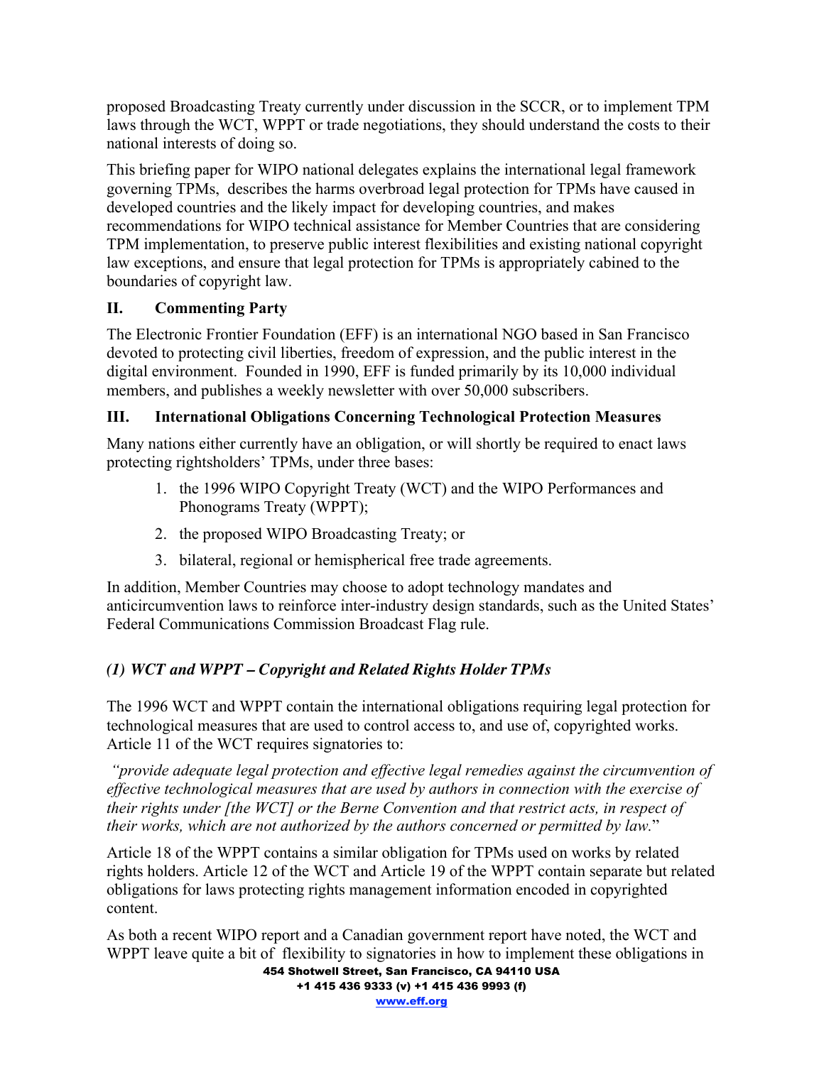proposed Broadcasting Treaty currently under discussion in the SCCR, or to implement TPM laws through the WCT, WPPT or trade negotiations, they should understand the costs to their national interests of doing so.

This briefing paper for WIPO national delegates explains the international legal framework governing TPMs, describes the harms overbroad legal protection for TPMs have caused in developed countries and the likely impact for developing countries, and makes recommendations for WIPO technical assistance for Member Countries that are considering TPM implementation, to preserve public interest flexibilities and existing national copyright law exceptions, and ensure that legal protection for TPMs is appropriately cabined to the boundaries of copyright law.

## II. Commenting Party

The Electronic Frontier Foundation (EFF) is an international NGO based in San Francisco devoted to protecting civil liberties, freedom of expression, and the public interest in the digital environment. Founded in 1990, EFF is funded primarily by its 10,000 individual members, and publishes a weekly newsletter with over 50,000 subscribers.

## III. International Obligations Concerning Technological Protection Measures

Many nations either currently have an obligation, or will shortly be required to enact laws protecting rightsholders' TPMs, under three bases:

1. the 1996 WIPO Copyright Treaty (WCT) and the WIPO Performances and Phonograms Treaty (WPPT);
2. the proposed WIPO Broadcasting Treaty; or
3. bilateral, regional or hemispherical free trade agreements.

In addition, Member Countries may choose to adopt technology mandates and anticircumvention laws to reinforce inter-industry design standards, such as the United States' Federal Communications Commission Broadcast Flag rule.

### *(1) WCT and WPPT – Copyright and Related Rights Holder TPMs*

The 1996 WCT and WPPT contain the international obligations requiring legal protection for technological measures that are used to control access to, and use of, copyrighted works. Article 11 of the WCT requires signatories to:

*"provide adequate legal protection and effective legal remedies against the circumvention of effective technological measures that are used by authors in connection with the exercise of their rights under [the WCT] or the Berne Convention and that restrict acts, in respect of their works, which are not authorized by the authors concerned or permitted by law.*"

Article 18 of the WPPT contains a similar obligation for TPMs used on works by related rights holders. Article 12 of the WCT and Article 19 of the WPPT contain separate but related obligations for laws protecting rights management information encoded in copyrighted content.

As both a recent WIPO report and a Canadian government report have noted, the WCT and WPPT leave quite a bit of flexibility to signatories in how to implement these obligations in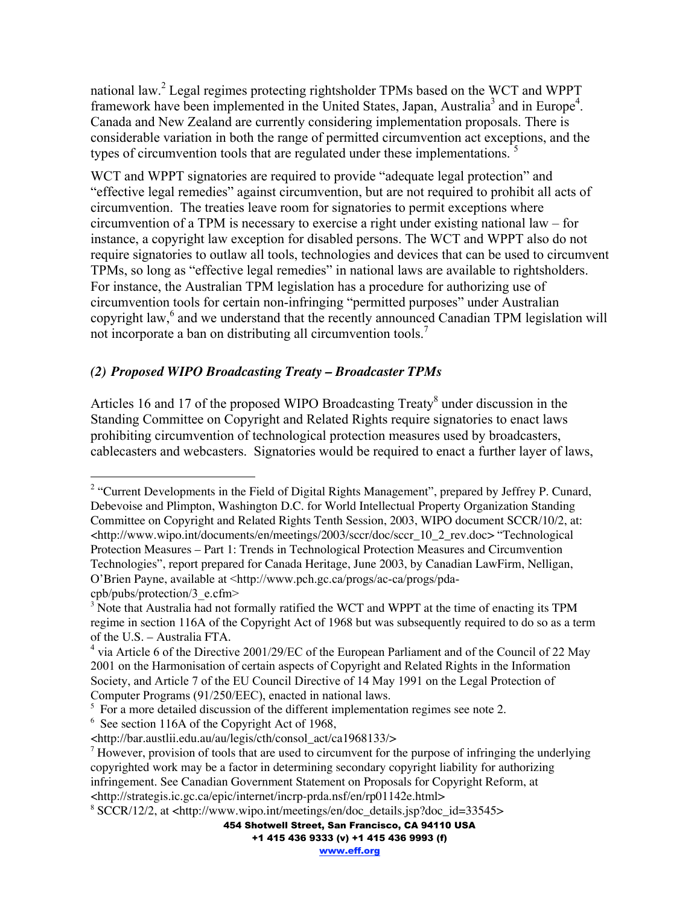national law.[2] Legal regimes protecting rightsholder TPMs based on the WCT and WPPT framework have been implemented in the United States, Japan, Australia[3] and in Europe[4]. Canada and New Zealand are currently considering implementation proposals. There is considerable variation in both the range of permitted circumvention act exceptions, and the types of circumvention tools that are regulated under these implementations. [5]

WCT and WPPT signatories are required to provide "adequate legal protection" and "effective legal remedies" against circumvention, but are not required to prohibit all acts of circumvention. The treaties leave room for signatories to permit exceptions where circumvention of a TPM is necessary to exercise a right under existing national law – for instance, a copyright law exception for disabled persons. The WCT and WPPT also do not require signatories to outlaw all tools, technologies and devices that can be used to circumvent TPMs, so long as "effective legal remedies" in national laws are available to rightsholders. For instance, the Australian TPM legislation has a procedure for authorizing use of circumvention tools for certain non-infringing "permitted purposes" under Australian copyright law,[6] and we understand that the recently announced Canadian TPM legislation will not incorporate a ban on distributing all circumvention tools.[7]

### *(2) Proposed WIPO Broadcasting Treaty – Broadcaster TPMs*

Articles 16 and 17 of the proposed WIPO Broadcasting Treaty[8] under discussion in the Standing Committee on Copyright and Related Rights require signatories to enact laws prohibiting circumvention of technological protection measures used by broadcasters, cablecasters and webcasters. Signatories would be required to enact a further layer of laws,

---

[2] "Current Developments in the Field of Digital Rights Management", prepared by Jeffrey P. Cunard, Debevoise and Plimpton, Washington D.C. for World Intellectual Property Organization Standing Committee on Copyright and Related Rights Tenth Session, 2003, WIPO document SCCR/10/2, at: <http://www.wipo.int/documents/en/meetings/2003/sccr/doc/sccr_10_2_rev.doc> "Technological Protection Measures – Part 1: Trends in Technological Protection Measures and Circumvention Technologies", report prepared for Canada Heritage, June 2003, by Canadian LawFirm, Nelligan, O'Brien Payne, available at <http://www.pch.gc.ca/progs/ac-ca/progs/pda-cpb/pubs/protection/3_e.cfm>

[3] Note that Australia had not formally ratified the WCT and WPPT at the time of enacting its TPM regime in section 116A of the Copyright Act of 1968 but was subsequently required to do so as a term of the U.S. – Australia FTA.

[4] via Article 6 of the Directive 2001/29/EC of the European Parliament and of the Council of 22 May 2001 on the Harmonisation of certain aspects of Copyright and Related Rights in the Information Society, and Article 7 of the EU Council Directive of 14 May 1991 on the Legal Protection of Computer Programs (91/250/EEC), enacted in national laws.

[5] For a more detailed discussion of the different implementation regimes see note 2.

[6] See section 116A of the Copyright Act of 1968, <http://bar.austlii.edu.au/au/legis/cth/consol_act/ca1968133/>

[7] However, provision of tools that are used to circumvent for the purpose of infringing the underlying copyrighted work may be a factor in determining secondary copyright liability for authorizing infringement. See Canadian Government Statement on Proposals for Copyright Reform, at <http://strategis.ic.gc.ca/epic/internet/incrp-prda.nsf/en/rp01142e.html>

[8] SCCR/12/2, at <http://www.wipo.int/meetings/en/doc_details.jsp?doc_id=33545>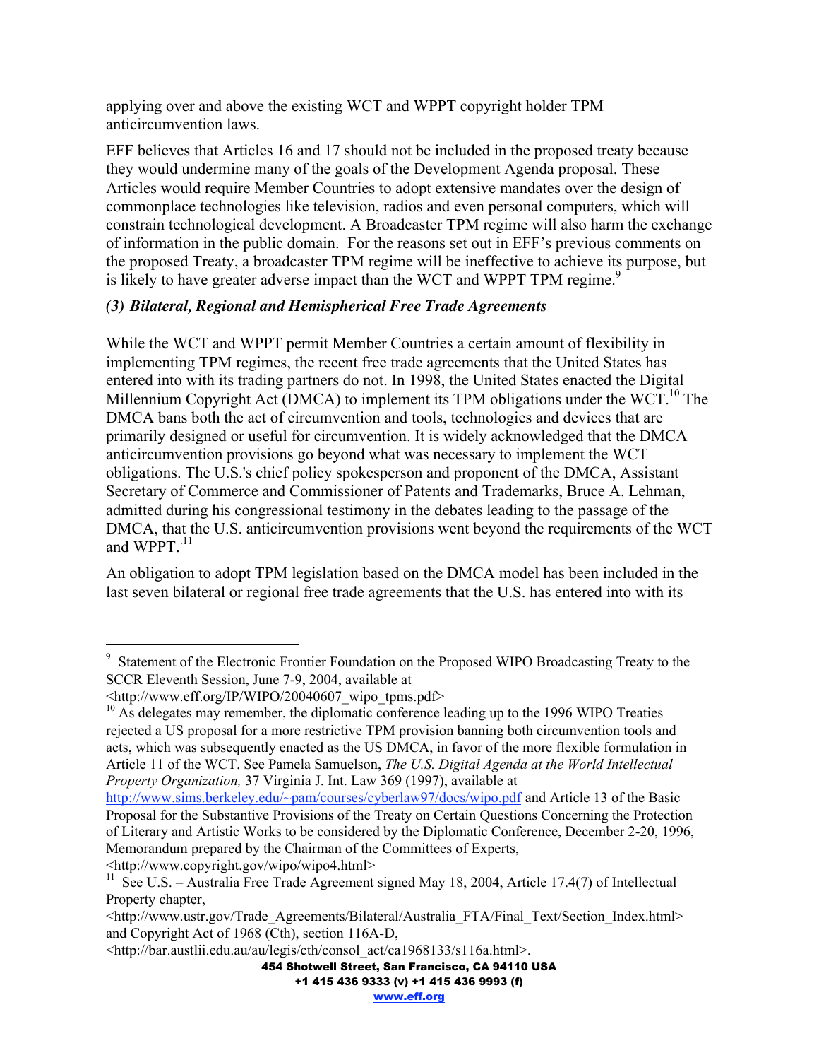applying over and above the existing WCT and WPPT copyright holder TPM anticircumvention laws.

EFF believes that Articles 16 and 17 should not be included in the proposed treaty because they would undermine many of the goals of the Development Agenda proposal. These Articles would require Member Countries to adopt extensive mandates over the design of commonplace technologies like television, radios and even personal computers, which will constrain technological development. A Broadcaster TPM regime will also harm the exchange of information in the public domain. For the reasons set out in EFF's previous comments on the proposed Treaty, a broadcaster TPM regime will be ineffective to achieve its purpose, but is likely to have greater adverse impact than the WCT and WPPT TPM regime.[9]

### *(3) Bilateral, Regional and Hemispherical Free Trade Agreements*

While the WCT and WPPT permit Member Countries a certain amount of flexibility in implementing TPM regimes, the recent free trade agreements that the United States has entered into with its trading partners do not. In 1998, the United States enacted the Digital Millennium Copyright Act (DMCA) to implement its TPM obligations under the WCT.[10] The DMCA bans both the act of circumvention and tools, technologies and devices that are primarily designed or useful for circumvention. It is widely acknowledged that the DMCA anticircumvention provisions go beyond what was necessary to implement the WCT obligations. The U.S.'s chief policy spokesperson and proponent of the DMCA, Assistant Secretary of Commerce and Commissioner of Patents and Trademarks, Bruce A. Lehman, admitted during his congressional testimony in the debates leading to the passage of the DMCA, that the U.S. anticircumvention provisions went beyond the requirements of the WCT and WPPT.[11]

An obligation to adopt TPM legislation based on the DMCA model has been included in the last seven bilateral or regional free trade agreements that the U.S. has entered into with its

---

[9] Statement of the Electronic Frontier Foundation on the Proposed WIPO Broadcasting Treaty to the SCCR Eleventh Session, June 7-9, 2004, available at <http://www.eff.org/IP/WIPO/20040607_wipo_tpms.pdf>

[10] As delegates may remember, the diplomatic conference leading up to the 1996 WIPO Treaties rejected a US proposal for a more restrictive TPM provision banning both circumvention tools and acts, which was subsequently enacted as the US DMCA, in favor of the more flexible formulation in Article 11 of the WCT. See Pamela Samuelson, *The U.S. Digital Agenda at the World Intellectual Property Organization,* 37 Virginia J. Int. Law 369 (1997), available at http://www.sims.berkeley.edu/~pam/courses/cyberlaw97/docs/wipo.pdf and Article 13 of the Basic Proposal for the Substantive Provisions of the Treaty on Certain Questions Concerning the Protection of Literary and Artistic Works to be considered by the Diplomatic Conference, December 2-20, 1996, Memorandum prepared by the Chairman of the Committees of Experts, <http://www.copyright.gov/wipo/wipo4.html>

[11] See U.S. – Australia Free Trade Agreement signed May 18, 2004, Article 17.4(7) of Intellectual Property chapter, <http://www.ustr.gov/Trade_Agreements/Bilateral/Australia_FTA/Final_Text/Section_Index.html> and Copyright Act of 1968 (Cth), section 116A-D, <http://bar.austlii.edu.au/au/legis/cth/consol_act/ca1968133/s116a.html>.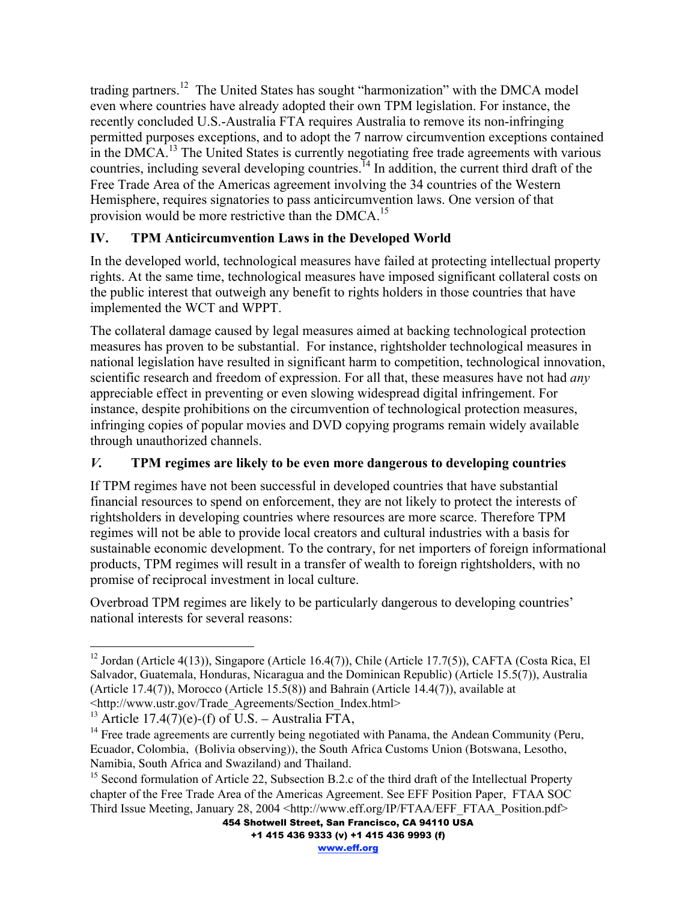trading partners.[12] The United States has sought "harmonization" with the DMCA model even where countries have already adopted their own TPM legislation. For instance, the recently concluded U.S.-Australia FTA requires Australia to remove its non-infringing permitted purposes exceptions, and to adopt the 7 narrow circumvention exceptions contained in the DMCA.[13] The United States is currently negotiating free trade agreements with various countries, including several developing countries.[14] In addition, the current third draft of the Free Trade Area of the Americas agreement involving the 34 countries of the Western Hemisphere, requires signatories to pass anticircumvention laws. One version of that provision would be more restrictive than the DMCA.[15]

## IV. TPM Anticircumvention Laws in the Developed World

In the developed world, technological measures have failed at protecting intellectual property rights. At the same time, technological measures have imposed significant collateral costs on the public interest that outweigh any benefit to rights holders in those countries that have implemented the WCT and WPPT.

The collateral damage caused by legal measures aimed at backing technological protection measures has proven to be substantial. For instance, rightsholder technological measures in national legislation have resulted in significant harm to competition, technological innovation, scientific research and freedom of expression. For all that, these measures have not had *any* appreciable effect in preventing or even slowing widespread digital infringement. For instance, despite prohibitions on the circumvention of technological protection measures, infringing copies of popular movies and DVD copying programs remain widely available through unauthorized channels.

## *V.* TPM regimes are likely to be even more dangerous to developing countries

If TPM regimes have not been successful in developed countries that have substantial financial resources to spend on enforcement, they are not likely to protect the interests of rightsholders in developing countries where resources are more scarce. Therefore TPM regimes will not be able to provide local creators and cultural industries with a basis for sustainable economic development. To the contrary, for net importers of foreign informational products, TPM regimes will result in a transfer of wealth to foreign rightsholders, with no promise of reciprocal investment in local culture.

Overbroad TPM regimes are likely to be particularly dangerous to developing countries' national interests for several reasons:

---

[12] Jordan (Article 4(13)), Singapore (Article 16.4(7)), Chile (Article 17.7(5)), CAFTA (Costa Rica, El Salvador, Guatemala, Honduras, Nicaragua and the Dominican Republic) (Article 15.5(7)), Australia (Article 17.4(7)), Morocco (Article 15.5(8)) and Bahrain (Article 14.4(7)), available at <http://www.ustr.gov/Trade_Agreements/Section_Index.html>

[13] Article 17.4(7)(e)-(f) of U.S. – Australia FTA,

[14] Free trade agreements are currently being negotiated with Panama, the Andean Community (Peru, Ecuador, Colombia, (Bolivia observing)), the South Africa Customs Union (Botswana, Lesotho, Namibia, South Africa and Swaziland) and Thailand.

[15] Second formulation of Article 22, Subsection B.2.c of the third draft of the Intellectual Property chapter of the Free Trade Area of the Americas Agreement. See EFF Position Paper, FTAA SOC Third Issue Meeting, January 28, 2004 <http://www.eff.org/IP/FTAA/EFF_FTAA_Position.pdf>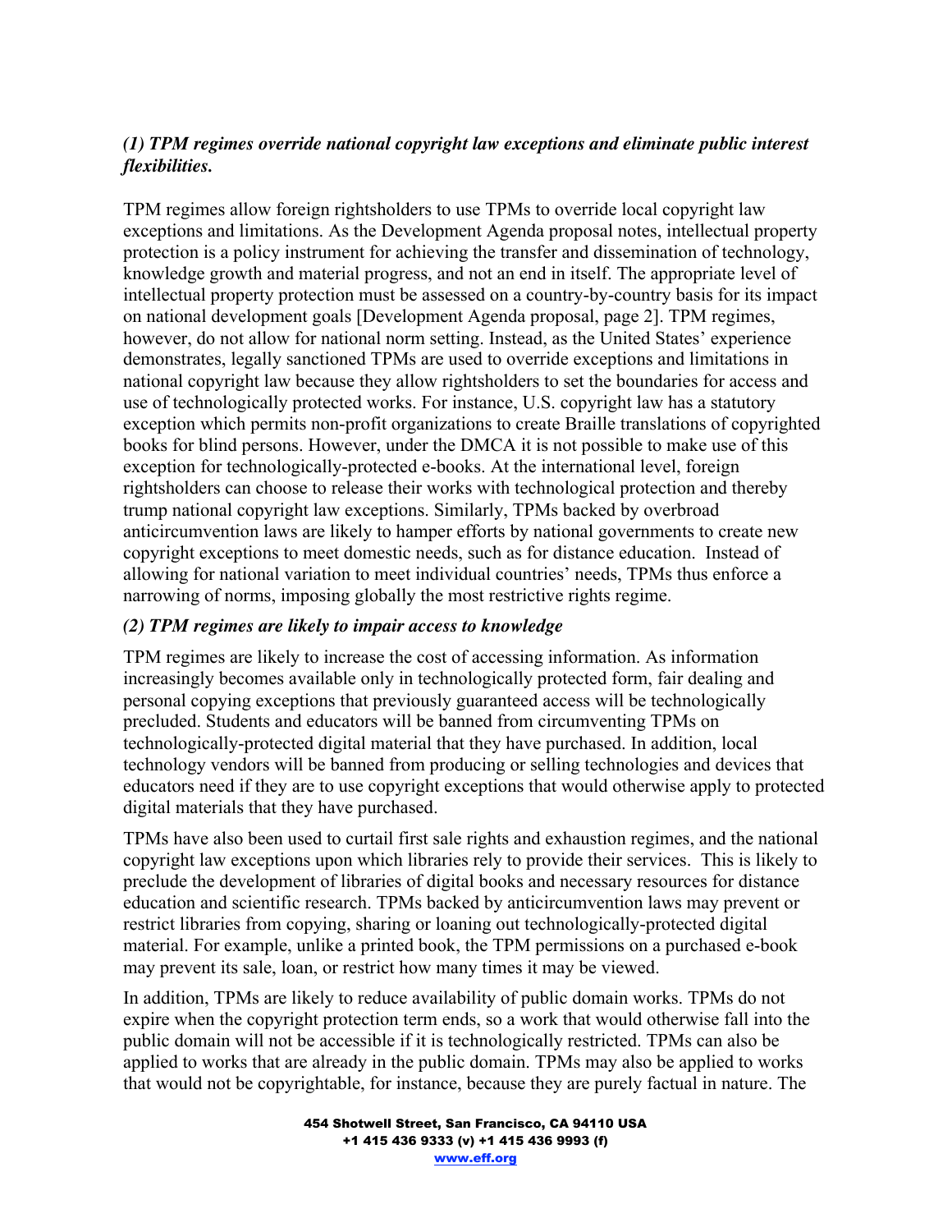***(1) TPM regimes override national copyright law exceptions and eliminate public interest flexibilities.***

TPM regimes allow foreign rightsholders to use TPMs to override local copyright law exceptions and limitations. As the Development Agenda proposal notes, intellectual property protection is a policy instrument for achieving the transfer and dissemination of technology, knowledge growth and material progress, and not an end in itself. The appropriate level of intellectual property protection must be assessed on a country-by-country basis for its impact on national development goals [Development Agenda proposal, page 2]. TPM regimes, however, do not allow for national norm setting. Instead, as the United States' experience demonstrates, legally sanctioned TPMs are used to override exceptions and limitations in national copyright law because they allow rightsholders to set the boundaries for access and use of technologically protected works. For instance, U.S. copyright law has a statutory exception which permits non-profit organizations to create Braille translations of copyrighted books for blind persons. However, under the DMCA it is not possible to make use of this exception for technologically-protected e-books. At the international level, foreign rightsholders can choose to release their works with technological protection and thereby trump national copyright law exceptions. Similarly, TPMs backed by overbroad anticircumvention laws are likely to hamper efforts by national governments to create new copyright exceptions to meet domestic needs, such as for distance education. Instead of allowing for national variation to meet individual countries' needs, TPMs thus enforce a narrowing of norms, imposing globally the most restrictive rights regime.

***(2) TPM regimes are likely to impair access to knowledge***

TPM regimes are likely to increase the cost of accessing information. As information increasingly becomes available only in technologically protected form, fair dealing and personal copying exceptions that previously guaranteed access will be technologically precluded. Students and educators will be banned from circumventing TPMs on technologically-protected digital material that they have purchased. In addition, local technology vendors will be banned from producing or selling technologies and devices that educators need if they are to use copyright exceptions that would otherwise apply to protected digital materials that they have purchased.

TPMs have also been used to curtail first sale rights and exhaustion regimes, and the national copyright law exceptions upon which libraries rely to provide their services. This is likely to preclude the development of libraries of digital books and necessary resources for distance education and scientific research. TPMs backed by anticircumvention laws may prevent or restrict libraries from copying, sharing or loaning out technologically-protected digital material. For example, unlike a printed book, the TPM permissions on a purchased e-book may prevent its sale, loan, or restrict how many times it may be viewed.

In addition, TPMs are likely to reduce availability of public domain works. TPMs do not expire when the copyright protection term ends, so a work that would otherwise fall into the public domain will not be accessible if it is technologically restricted. TPMs can also be applied to works that are already in the public domain. TPMs may also be applied to works that would not be copyrightable, for instance, because they are purely factual in nature. The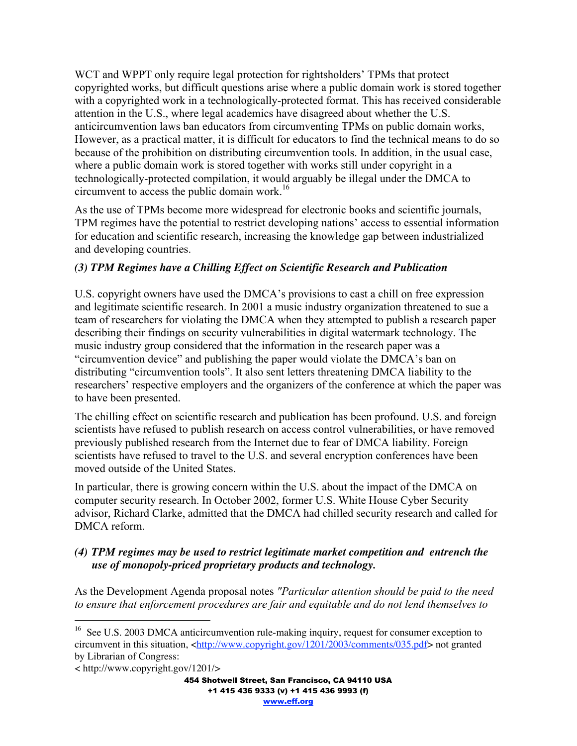WCT and WPPT only require legal protection for rightsholders' TPMs that protect copyrighted works, but difficult questions arise where a public domain work is stored together with a copyrighted work in a technologically-protected format. This has received considerable attention in the U.S., where legal academics have disagreed about whether the U.S. anticircumvention laws ban educators from circumventing TPMs on public domain works, However, as a practical matter, it is difficult for educators to find the technical means to do so because of the prohibition on distributing circumvention tools. In addition, in the usual case, where a public domain work is stored together with works still under copyright in a technologically-protected compilation, it would arguably be illegal under the DMCA to circumvent to access the public domain work.[16]

As the use of TPMs become more widespread for electronic books and scientific journals, TPM regimes have the potential to restrict developing nations' access to essential information for education and scientific research, increasing the knowledge gap between industrialized and developing countries.

### *(3) TPM Regimes have a Chilling Effect on Scientific Research and Publication*

U.S. copyright owners have used the DMCA's provisions to cast a chill on free expression and legitimate scientific research. In 2001 a music industry organization threatened to sue a team of researchers for violating the DMCA when they attempted to publish a research paper describing their findings on security vulnerabilities in digital watermark technology. The music industry group considered that the information in the research paper was a "circumvention device" and publishing the paper would violate the DMCA's ban on distributing "circumvention tools". It also sent letters threatening DMCA liability to the researchers' respective employers and the organizers of the conference at which the paper was to have been presented.

The chilling effect on scientific research and publication has been profound. U.S. and foreign scientists have refused to publish research on access control vulnerabilities, or have removed previously published research from the Internet due to fear of DMCA liability. Foreign scientists have refused to travel to the U.S. and several encryption conferences have been moved outside of the United States.

In particular, there is growing concern within the U.S. about the impact of the DMCA on computer security research. In October 2002, former U.S. White House Cyber Security advisor, Richard Clarke, admitted that the DMCA had chilled security research and called for DMCA reform.

### *(4) TPM regimes may be used to restrict legitimate market competition and entrench the use of monopoly-priced proprietary products and technology.*

As the Development Agenda proposal notes *"Particular attention should be paid to the need to ensure that enforcement procedures are fair and equitable and do not lend themselves to*

---

[16] See U.S. 2003 DMCA anticircumvention rule-making inquiry, request for consumer exception to circumvent in this situation, <http://www.copyright.gov/1201/2003/comments/035.pdf> not granted by Librarian of Congress:
< http://www.copyright.gov/1201/>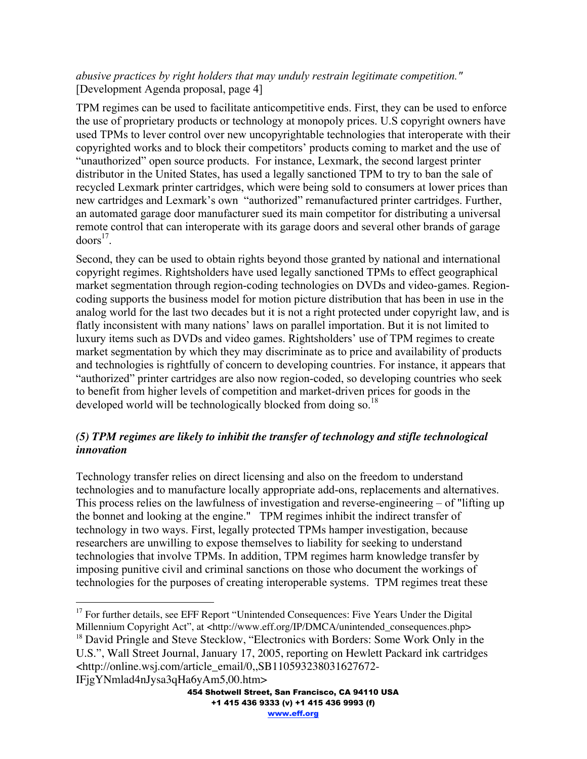*abusive practices by right holders that may unduly restrain legitimate competition."* [Development Agenda proposal, page 4]

TPM regimes can be used to facilitate anticompetitive ends. First, they can be used to enforce the use of proprietary products or technology at monopoly prices. U.S copyright owners have used TPMs to lever control over new uncopyrightable technologies that interoperate with their copyrighted works and to block their competitors' products coming to market and the use of "unauthorized" open source products. For instance, Lexmark, the second largest printer distributor in the United States, has used a legally sanctioned TPM to try to ban the sale of recycled Lexmark printer cartridges, which were being sold to consumers at lower prices than new cartridges and Lexmark's own "authorized" remanufactured printer cartridges. Further, an automated garage door manufacturer sued its main competitor for distributing a universal remote control that can interoperate with its garage doors and several other brands of garage doors[17].

Second, they can be used to obtain rights beyond those granted by national and international copyright regimes. Rightsholders have used legally sanctioned TPMs to effect geographical market segmentation through region-coding technologies on DVDs and video-games. Region-coding supports the business model for motion picture distribution that has been in use in the analog world for the last two decades but it is not a right protected under copyright law, and is flatly inconsistent with many nations' laws on parallel importation. But it is not limited to luxury items such as DVDs and video games. Rightsholders' use of TPM regimes to create market segmentation by which they may discriminate as to price and availability of products and technologies is rightfully of concern to developing countries. For instance, it appears that "authorized" printer cartridges are also now region-coded, so developing countries who seek to benefit from higher levels of competition and market-driven prices for goods in the developed world will be technologically blocked from doing so.[18]

### *(5) TPM regimes are likely to inhibit the transfer of technology and stifle technological innovation*

Technology transfer relies on direct licensing and also on the freedom to understand technologies and to manufacture locally appropriate add-ons, replacements and alternatives. This process relies on the lawfulness of investigation and reverse-engineering – of "lifting up the bonnet and looking at the engine." TPM regimes inhibit the indirect transfer of technology in two ways. First, legally protected TPMs hamper investigation, because researchers are unwilling to expose themselves to liability for seeking to understand technologies that involve TPMs. In addition, TPM regimes harm knowledge transfer by imposing punitive civil and criminal sanctions on those who document the workings of technologies for the purposes of creating interoperable systems. TPM regimes treat these

---

[17] For further details, see EFF Report "Unintended Consequences: Five Years Under the Digital Millennium Copyright Act", at <http://www.eff.org/IP/DMCA/unintended_consequences.php>

[18] David Pringle and Steve Stecklow, "Electronics with Borders: Some Work Only in the U.S.", Wall Street Journal, January 17, 2005, reporting on Hewlett Packard ink cartridges <http://online.wsj.com/article_email/0,,SB110593238031627672-IFjgYNmlad4nJysa3qHa6yAm5,00.htm>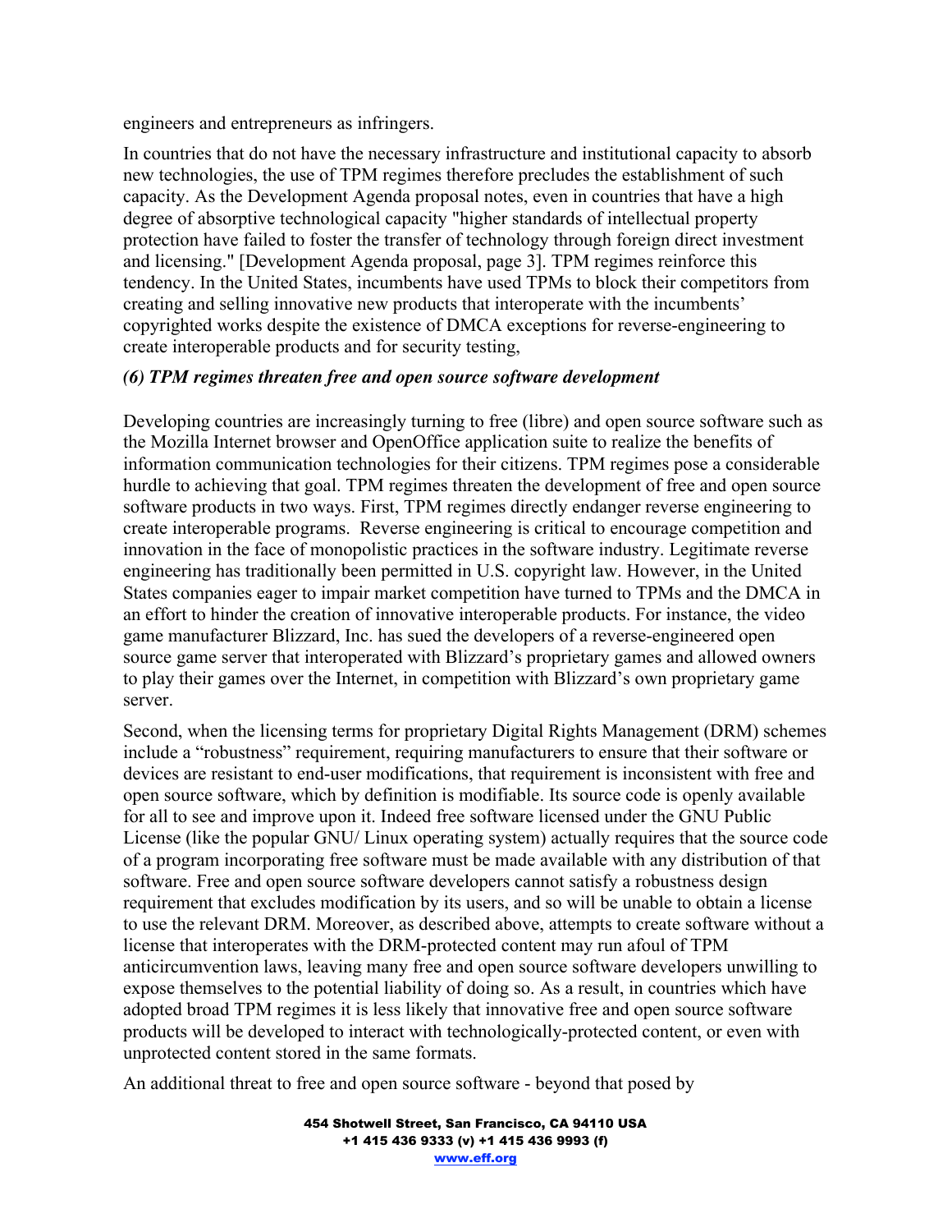engineers and entrepreneurs as infringers.

In countries that do not have the necessary infrastructure and institutional capacity to absorb new technologies, the use of TPM regimes therefore precludes the establishment of such capacity. As the Development Agenda proposal notes, even in countries that have a high degree of absorptive technological capacity "higher standards of intellectual property protection have failed to foster the transfer of technology through foreign direct investment and licensing." [Development Agenda proposal, page 3]. TPM regimes reinforce this tendency. In the United States, incumbents have used TPMs to block their competitors from creating and selling innovative new products that interoperate with the incumbents' copyrighted works despite the existence of DMCA exceptions for reverse-engineering to create interoperable products and for security testing,

***(6) TPM regimes threaten free and open source software development***

Developing countries are increasingly turning to free (libre) and open source software such as the Mozilla Internet browser and OpenOffice application suite to realize the benefits of information communication technologies for their citizens. TPM regimes pose a considerable hurdle to achieving that goal. TPM regimes threaten the development of free and open source software products in two ways. First, TPM regimes directly endanger reverse engineering to create interoperable programs. Reverse engineering is critical to encourage competition and innovation in the face of monopolistic practices in the software industry. Legitimate reverse engineering has traditionally been permitted in U.S. copyright law. However, in the United States companies eager to impair market competition have turned to TPMs and the DMCA in an effort to hinder the creation of innovative interoperable products. For instance, the video game manufacturer Blizzard, Inc. has sued the developers of a reverse-engineered open source game server that interoperated with Blizzard's proprietary games and allowed owners to play their games over the Internet, in competition with Blizzard's own proprietary game server.

Second, when the licensing terms for proprietary Digital Rights Management (DRM) schemes include a "robustness" requirement, requiring manufacturers to ensure that their software or devices are resistant to end-user modifications, that requirement is inconsistent with free and open source software, which by definition is modifiable. Its source code is openly available for all to see and improve upon it. Indeed free software licensed under the GNU Public License (like the popular GNU/ Linux operating system) actually requires that the source code of a program incorporating free software must be made available with any distribution of that software. Free and open source software developers cannot satisfy a robustness design requirement that excludes modification by its users, and so will be unable to obtain a license to use the relevant DRM. Moreover, as described above, attempts to create software without a license that interoperates with the DRM-protected content may run afoul of TPM anticircumvention laws, leaving many free and open source software developers unwilling to expose themselves to the potential liability of doing so. As a result, in countries which have adopted broad TPM regimes it is less likely that innovative free and open source software products will be developed to interact with technologically-protected content, or even with unprotected content stored in the same formats.

An additional threat to free and open source software - beyond that posed by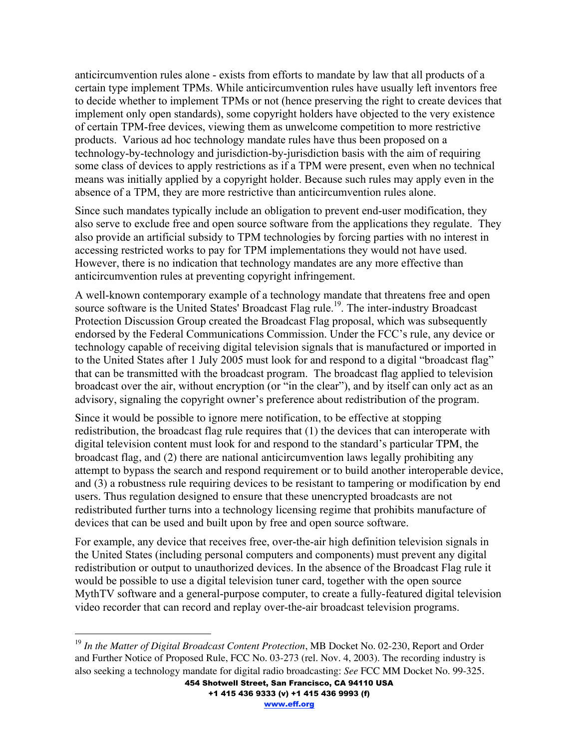anticircumvention rules alone - exists from efforts to mandate by law that all products of a certain type implement TPMs. While anticircumvention rules have usually left inventors free to decide whether to implement TPMs or not (hence preserving the right to create devices that implement only open standards), some copyright holders have objected to the very existence of certain TPM-free devices, viewing them as unwelcome competition to more restrictive products. Various ad hoc technology mandate rules have thus been proposed on a technology-by-technology and jurisdiction-by-jurisdiction basis with the aim of requiring some class of devices to apply restrictions as if a TPM were present, even when no technical means was initially applied by a copyright holder. Because such rules may apply even in the absence of a TPM, they are more restrictive than anticircumvention rules alone.

Since such mandates typically include an obligation to prevent end-user modification, they also serve to exclude free and open source software from the applications they regulate. They also provide an artificial subsidy to TPM technologies by forcing parties with no interest in accessing restricted works to pay for TPM implementations they would not have used. However, there is no indication that technology mandates are any more effective than anticircumvention rules at preventing copyright infringement.

A well-known contemporary example of a technology mandate that threatens free and open source software is the United States' Broadcast Flag rule.[19]. The inter-industry Broadcast Protection Discussion Group created the Broadcast Flag proposal, which was subsequently endorsed by the Federal Communications Commission. Under the FCC's rule, any device or technology capable of receiving digital television signals that is manufactured or imported in to the United States after 1 July 2005 must look for and respond to a digital "broadcast flag" that can be transmitted with the broadcast program. The broadcast flag applied to television broadcast over the air, without encryption (or "in the clear"), and by itself can only act as an advisory, signaling the copyright owner's preference about redistribution of the program.

Since it would be possible to ignore mere notification, to be effective at stopping redistribution, the broadcast flag rule requires that (1) the devices that can interoperate with digital television content must look for and respond to the standard's particular TPM, the broadcast flag, and (2) there are national anticircumvention laws legally prohibiting any attempt to bypass the search and respond requirement or to build another interoperable device, and (3) a robustness rule requiring devices to be resistant to tampering or modification by end users. Thus regulation designed to ensure that these unencrypted broadcasts are not redistributed further turns into a technology licensing regime that prohibits manufacture of devices that can be used and built upon by free and open source software.

For example, any device that receives free, over-the-air high definition television signals in the United States (including personal computers and components) must prevent any digital redistribution or output to unauthorized devices. In the absence of the Broadcast Flag rule it would be possible to use a digital television tuner card, together with the open source MythTV software and a general-purpose computer, to create a fully-featured digital television video recorder that can record and replay over-the-air broadcast television programs.

---

[19] *In the Matter of Digital Broadcast Content Protection*, MB Docket No. 02-230, Report and Order and Further Notice of Proposed Rule, FCC No. 03-273 (rel. Nov. 4, 2003). The recording industry is also seeking a technology mandate for digital radio broadcasting: *See* FCC MM Docket No. 99-325.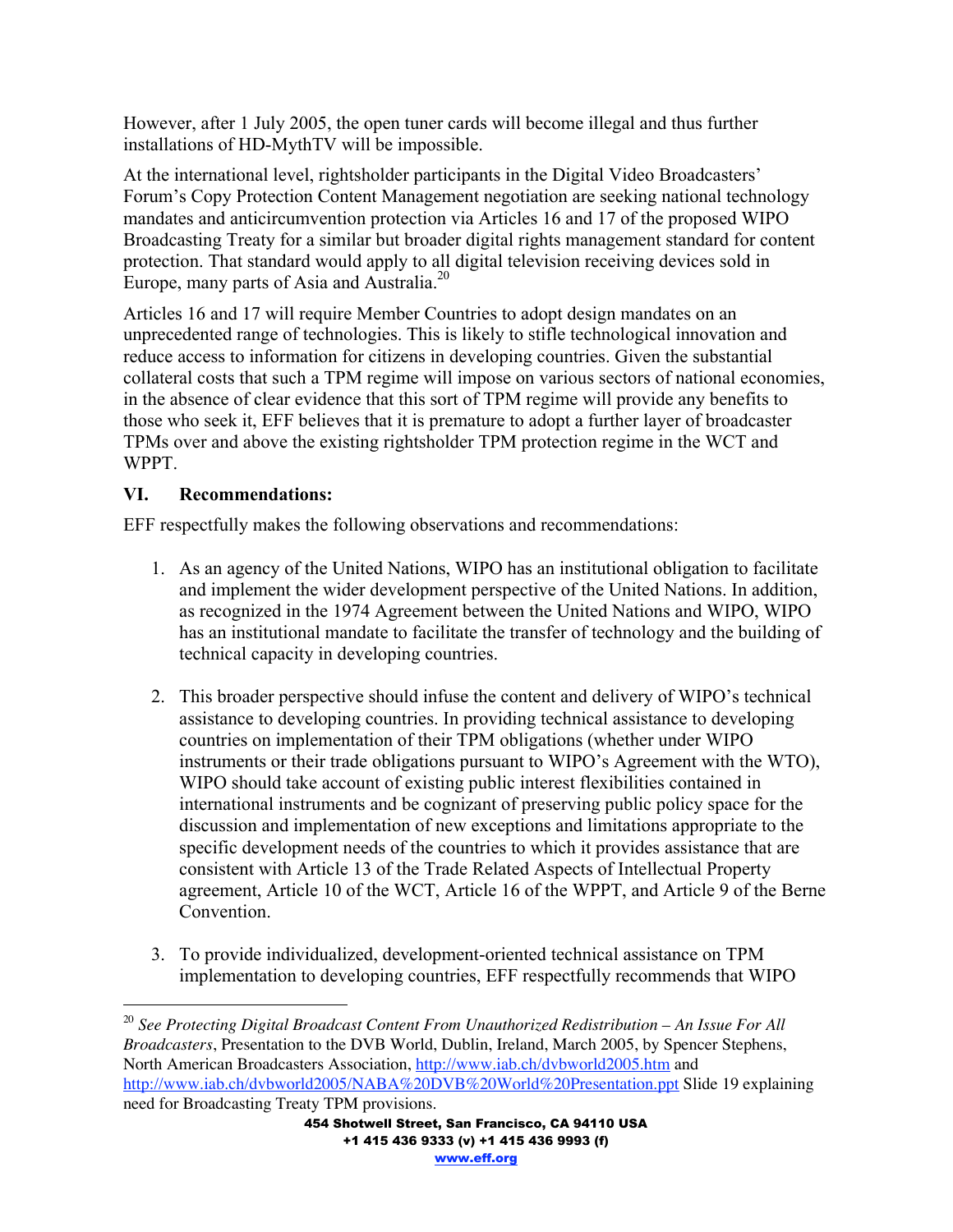However, after 1 July 2005, the open tuner cards will become illegal and thus further installations of HD-MythTV will be impossible.

At the international level, rightsholder participants in the Digital Video Broadcasters' Forum's Copy Protection Content Management negotiation are seeking national technology mandates and anticircumvention protection via Articles 16 and 17 of the proposed WIPO Broadcasting Treaty for a similar but broader digital rights management standard for content protection. That standard would apply to all digital television receiving devices sold in Europe, many parts of Asia and Australia.[20]

Articles 16 and 17 will require Member Countries to adopt design mandates on an unprecedented range of technologies. This is likely to stifle technological innovation and reduce access to information for citizens in developing countries. Given the substantial collateral costs that such a TPM regime will impose on various sectors of national economies, in the absence of clear evidence that this sort of TPM regime will provide any benefits to those who seek it, EFF believes that it is premature to adopt a further layer of broadcaster TPMs over and above the existing rightsholder TPM protection regime in the WCT and WPPT.

## VI. Recommendations:

EFF respectfully makes the following observations and recommendations:

1. As an agency of the United Nations, WIPO has an institutional obligation to facilitate and implement the wider development perspective of the United Nations. In addition, as recognized in the 1974 Agreement between the United Nations and WIPO, WIPO has an institutional mandate to facilitate the transfer of technology and the building of technical capacity in developing countries.

2. This broader perspective should infuse the content and delivery of WIPO's technical assistance to developing countries. In providing technical assistance to developing countries on implementation of their TPM obligations (whether under WIPO instruments or their trade obligations pursuant to WIPO's Agreement with the WTO), WIPO should take account of existing public interest flexibilities contained in international instruments and be cognizant of preserving public policy space for the discussion and implementation of new exceptions and limitations appropriate to the specific development needs of the countries to which it provides assistance that are consistent with Article 13 of the Trade Related Aspects of Intellectual Property agreement, Article 10 of the WCT, Article 16 of the WPPT, and Article 9 of the Berne Convention.

3. To provide individualized, development-oriented technical assistance on TPM implementation to developing countries, EFF respectfully recommends that WIPO

---

[20] *See Protecting Digital Broadcast Content From Unauthorized Redistribution – An Issue For All Broadcasters*, Presentation to the DVB World, Dublin, Ireland, March 2005, by Spencer Stephens, North American Broadcasters Association, http://www.iab.ch/dvbworld2005.htm and http://www.iab.ch/dvbworld2005/NABA%20DVB%20World%20Presentation.ppt Slide 19 explaining need for Broadcasting Treaty TPM provisions.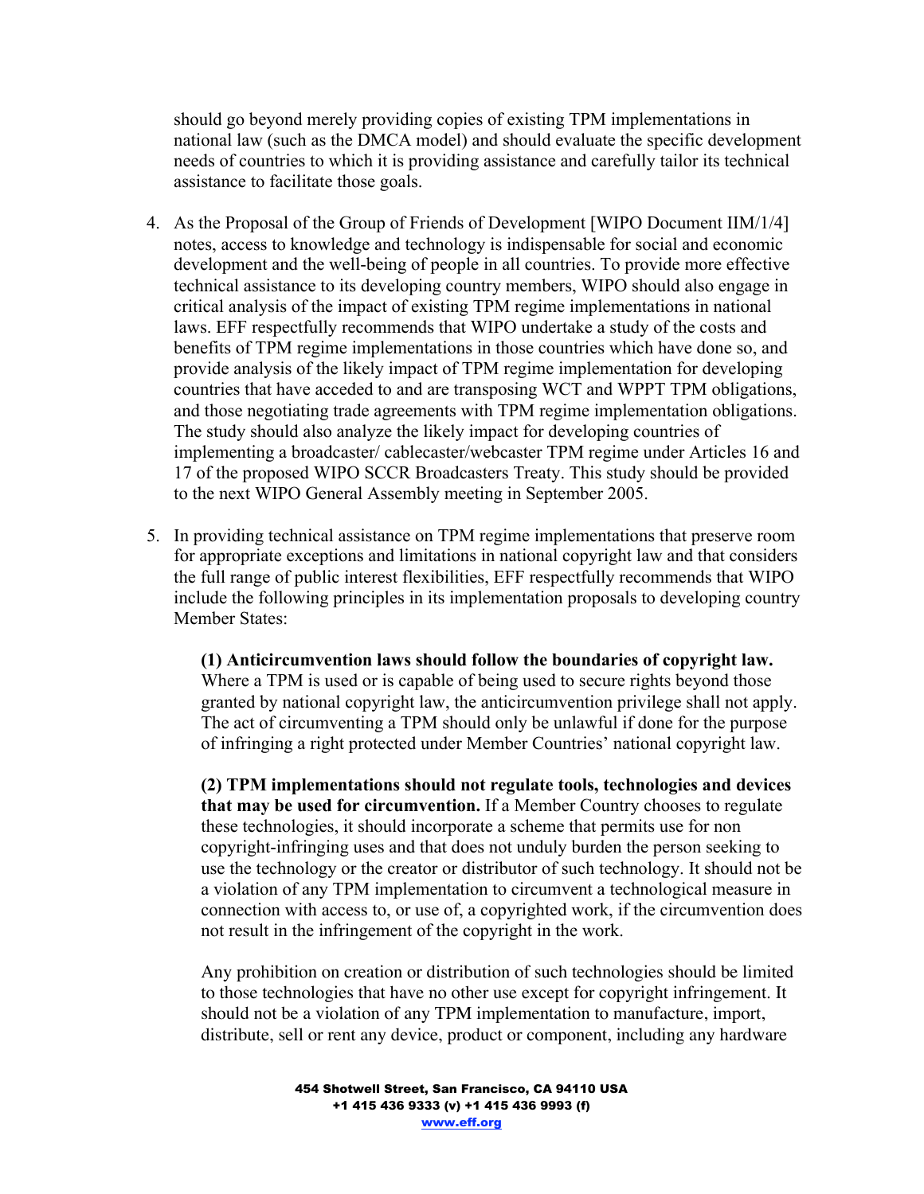should go beyond merely providing copies of existing TPM implementations in national law (such as the DMCA model) and should evaluate the specific development needs of countries to which it is providing assistance and carefully tailor its technical assistance to facilitate those goals.

4. As the Proposal of the Group of Friends of Development [WIPO Document IIM/1/4] notes, access to knowledge and technology is indispensable for social and economic development and the well-being of people in all countries. To provide more effective technical assistance to its developing country members, WIPO should also engage in critical analysis of the impact of existing TPM regime implementations in national laws. EFF respectfully recommends that WIPO undertake a study of the costs and benefits of TPM regime implementations in those countries which have done so, and provide analysis of the likely impact of TPM regime implementation for developing countries that have acceded to and are transposing WCT and WPPT TPM obligations, and those negotiating trade agreements with TPM regime implementation obligations. The study should also analyze the likely impact for developing countries of implementing a broadcaster/ cablecaster/webcaster TPM regime under Articles 16 and 17 of the proposed WIPO SCCR Broadcasters Treaty. This study should be provided to the next WIPO General Assembly meeting in September 2005.

5. In providing technical assistance on TPM regime implementations that preserve room for appropriate exceptions and limitations in national copyright law and that considers the full range of public interest flexibilities, EFF respectfully recommends that WIPO include the following principles in its implementation proposals to developing country Member States:

    **(1) Anticircumvention laws should follow the boundaries of copyright law.** Where a TPM is used or is capable of being used to secure rights beyond those granted by national copyright law, the anticircumvention privilege shall not apply. The act of circumventing a TPM should only be unlawful if done for the purpose of infringing a right protected under Member Countries' national copyright law.

    **(2) TPM implementations should not regulate tools, technologies and devices that may be used for circumvention.** If a Member Country chooses to regulate these technologies, it should incorporate a scheme that permits use for non copyright-infringing uses and that does not unduly burden the person seeking to use the technology or the creator or distributor of such technology. It should not be a violation of any TPM implementation to circumvent a technological measure in connection with access to, or use of, a copyrighted work, if the circumvention does not result in the infringement of the copyright in the work.

    Any prohibition on creation or distribution of such technologies should be limited to those technologies that have no other use except for copyright infringement. It should not be a violation of any TPM implementation to manufacture, import, distribute, sell or rent any device, product or component, including any hardware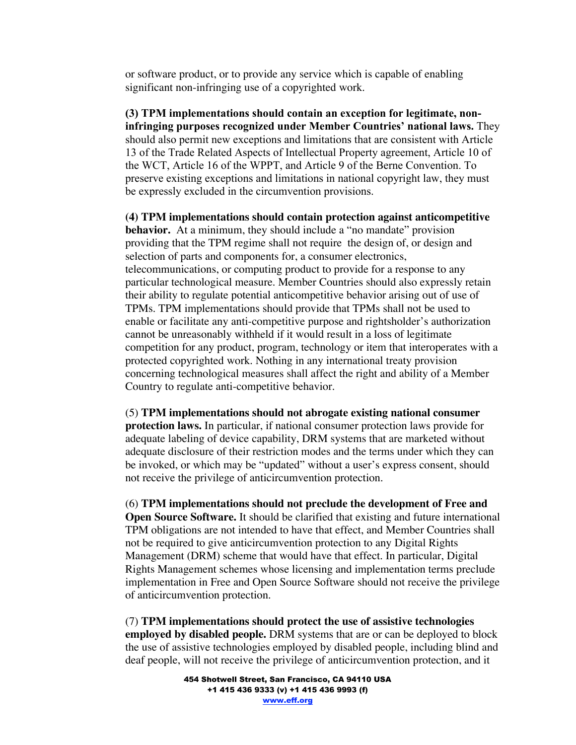or software product, or to provide any service which is capable of enabling significant non-infringing use of a copyrighted work.

**(3) TPM implementations should contain an exception for legitimate, non-infringing purposes recognized under Member Countries' national laws.** They should also permit new exceptions and limitations that are consistent with Article 13 of the Trade Related Aspects of Intellectual Property agreement, Article 10 of the WCT, Article 16 of the WPPT, and Article 9 of the Berne Convention. To preserve existing exceptions and limitations in national copyright law, they must be expressly excluded in the circumvention provisions.

**(4) TPM implementations should contain protection against anticompetitive behavior.** At a minimum, they should include a "no mandate" provision providing that the TPM regime shall not require the design of, or design and selection of parts and components for, a consumer electronics, telecommunications, or computing product to provide for a response to any particular technological measure. Member Countries should also expressly retain their ability to regulate potential anticompetitive behavior arising out of use of TPMs. TPM implementations should provide that TPMs shall not be used to enable or facilitate any anti-competitive purpose and rightsholder's authorization cannot be unreasonably withheld if it would result in a loss of legitimate competition for any product, program, technology or item that interoperates with a protected copyrighted work. Nothing in any international treaty provision concerning technological measures shall affect the right and ability of a Member Country to regulate anti-competitive behavior.

(5) **TPM implementations should not abrogate existing national consumer protection laws.** In particular, if national consumer protection laws provide for adequate labeling of device capability, DRM systems that are marketed without adequate disclosure of their restriction modes and the terms under which they can be invoked, or which may be "updated" without a user's express consent, should not receive the privilege of anticircumvention protection.

(6) **TPM implementations should not preclude the development of Free and Open Source Software.** It should be clarified that existing and future international TPM obligations are not intended to have that effect, and Member Countries shall not be required to give anticircumvention protection to any Digital Rights Management (DRM) scheme that would have that effect. In particular, Digital Rights Management schemes whose licensing and implementation terms preclude implementation in Free and Open Source Software should not receive the privilege of anticircumvention protection.

(7) **TPM implementations should protect the use of assistive technologies employed by disabled people.** DRM systems that are or can be deployed to block the use of assistive technologies employed by disabled people, including blind and deaf people, will not receive the privilege of anticircumvention protection, and it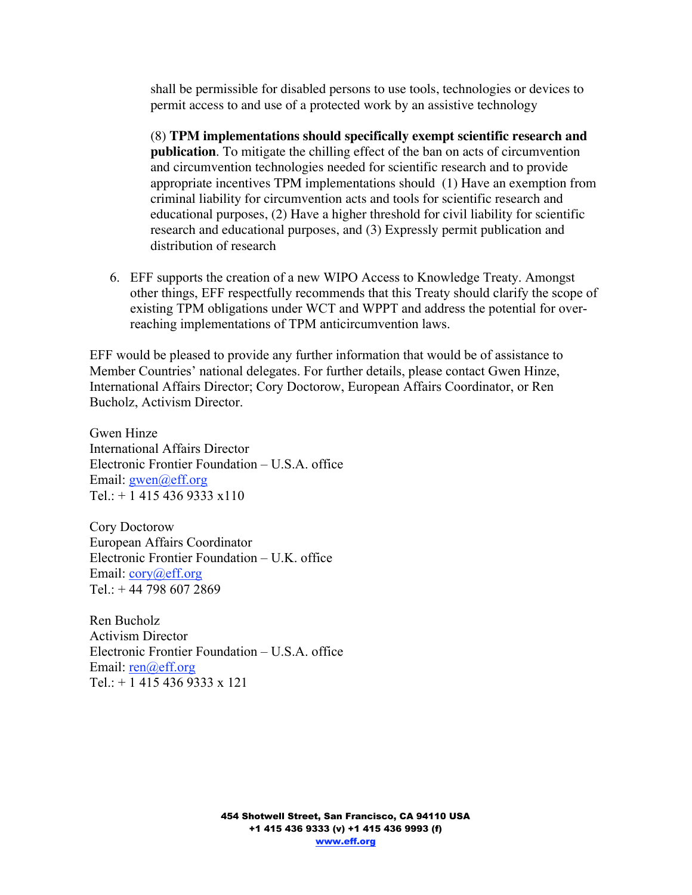shall be permissible for disabled persons to use tools, technologies or devices to permit access to and use of a protected work by an assistive technology

(8) **TPM implementations should specifically exempt scientific research and publication**. To mitigate the chilling effect of the ban on acts of circumvention and circumvention technologies needed for scientific research and to provide appropriate incentives TPM implementations should (1) Have an exemption from criminal liability for circumvention acts and tools for scientific research and educational purposes, (2) Have a higher threshold for civil liability for scientific research and educational purposes, and (3) Expressly permit publication and distribution of research

6. EFF supports the creation of a new WIPO Access to Knowledge Treaty. Amongst other things, EFF respectfully recommends that this Treaty should clarify the scope of existing TPM obligations under WCT and WPPT and address the potential for over-reaching implementations of TPM anticircumvention laws.

EFF would be pleased to provide any further information that would be of assistance to Member Countries' national delegates. For further details, please contact Gwen Hinze, International Affairs Director; Cory Doctorow, European Affairs Coordinator, or Ren Bucholz, Activism Director.

Gwen Hinze
International Affairs Director
Electronic Frontier Foundation – U.S.A. office
Email: gwen@eff.org
Tel.: + 1 415 436 9333 x110

Cory Doctorow
European Affairs Coordinator
Electronic Frontier Foundation – U.K. office
Email: cory@eff.org
Tel.: + 44 798 607 2869

Ren Bucholz
Activism Director
Electronic Frontier Foundation – U.S.A. office
Email: ren@eff.org
Tel.: + 1 415 436 9333 x 121

**454 Shotwell Street, San Francisco, CA 94110 USA**
**+1 415 436 9333 (v) +1 415 436 9993 (f)**
**www.eff.org**